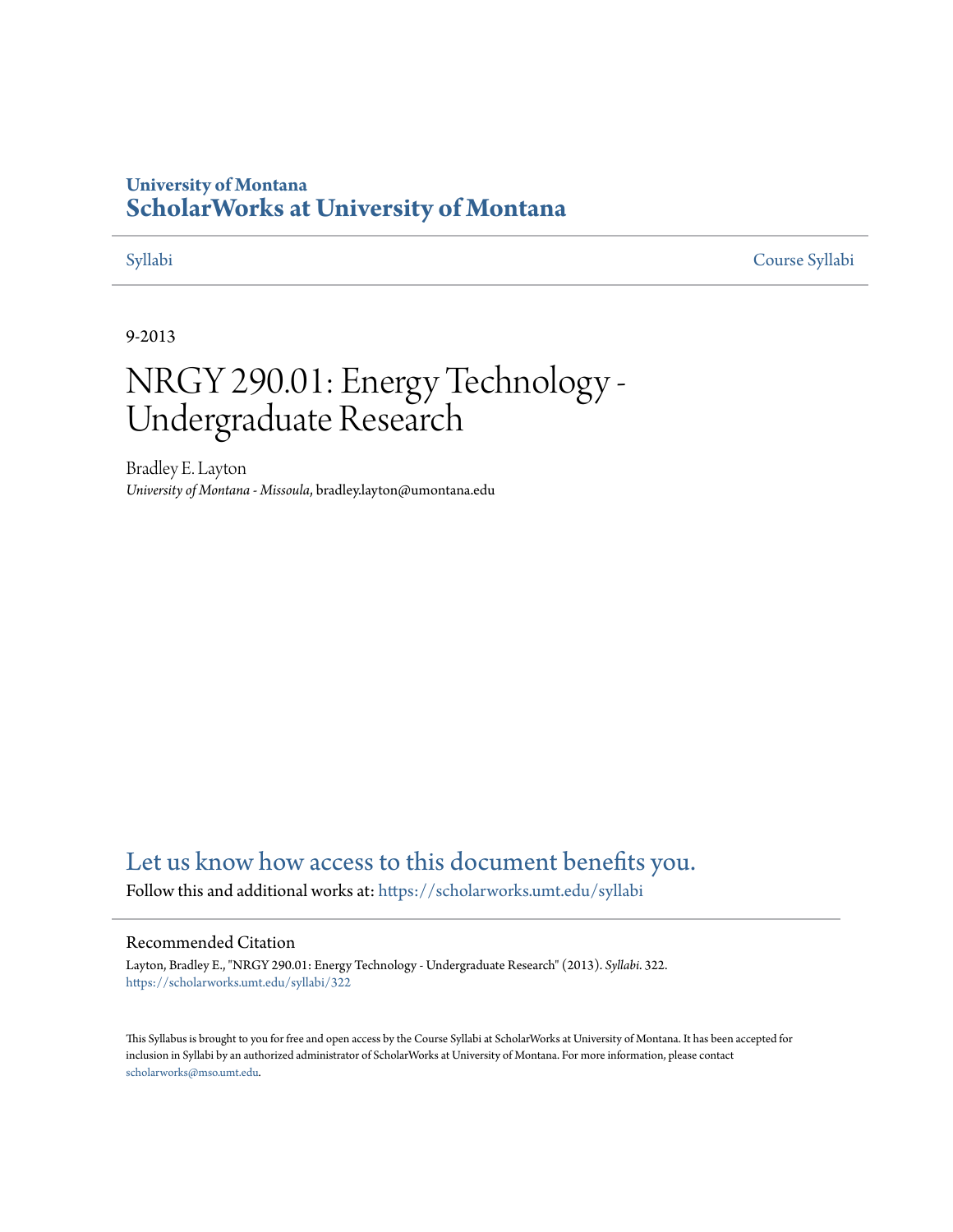University of Montana

# ScholarWorks at University of Montana

Syllabi | Course Syllabi

9-2013

# NRGY 290.01: Energy Technology - Undergraduate Research

Bradley E. Layton
*University of Montana - Missoula*, bradley.layton@umontana.edu

## Let us know how access to this document benefits you.

Follow this and additional works at: https://scholarworks.umt.edu/syllabi

### Recommended Citation

Layton, Bradley E., "NRGY 290.01: Energy Technology - Undergraduate Research" (2013). *Syllabi*. 322.
https://scholarworks.umt.edu/syllabi/322

This Syllabus is brought to you for free and open access by the Course Syllabi at ScholarWorks at University of Montana. It has been accepted for inclusion in Syllabi by an authorized administrator of ScholarWorks at University of Montana. For more information, please contact scholarworks@mso.umt.edu.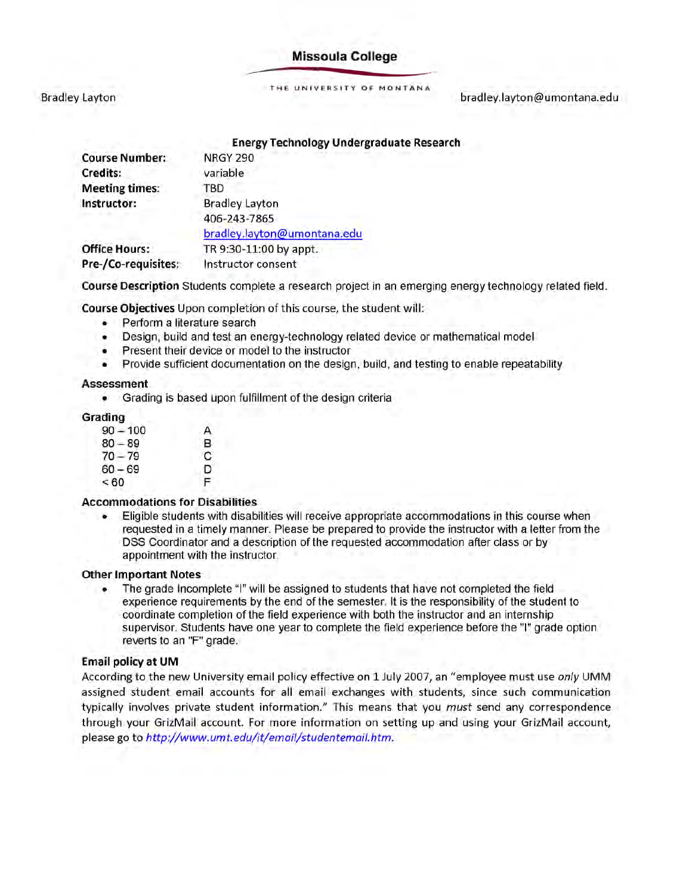**Missoula College**

THE UNIVERSITY OF MONTANA

Bradley Layton bradley.layton@umontana.edu

**Energy Technology Undergraduate Research**

| | |
|---|---|
| **Course Number:** | NRGY 290 |
| **Credits:** | variable |
| **Meeting times:** | TBD |
| **Instructor:** | Bradley Layton<br>406-243-7865<br>bradley.layton@umontana.edu |
| **Office Hours:** | TR 9:30-11:00 by appt. |
| **Pre-/Co-requisites:** | Instructor consent |

**Course Description** Students complete a research project in an emerging energy technology related field.

**Course Objectives** Upon completion of this course, the student will:

- Perform a literature search
- Design, build and test an energy-technology related device or mathematical model
- Present their device or model to the instructor
- Provide sufficient documentation on the design, build, and testing to enable repeatability

**Assessment**

- Grading is based upon fulfillment of the design criteria

**Grading**

| | |
|---|---|
| 90 – 100 | A |
| 80 – 89 | B |
| 70 – 79 | C |
| 60 – 69 | D |
| < 60 | F |

**Accommodations for Disabilities**

- Eligible students with disabilities will receive appropriate accommodations in this course when requested in a timely manner. Please be prepared to provide the instructor with a letter from the DSS Coordinator and a description of the requested accommodation after class or by appointment with the instructor.

**Other Important Notes**

- The grade Incomplete "I" will be assigned to students that have not completed the field experience requirements by the end of the semester. It is the responsibility of the student to coordinate completion of the field experience with both the instructor and an internship supervisor. Students have one year to complete the field experience before the "I" grade option reverts to an "F" grade.

**Email policy at UM**

According to the new University email policy effective on 1 July 2007, an "employee must use *only* UMM assigned student email accounts for all email exchanges with students, since such communication typically involves private student information." This means that you *must* send any correspondence through your GrizMail account. For more information on setting up and using your GrizMail account, please go to *http://www.umt.edu/it/email/studentemail.htm.*